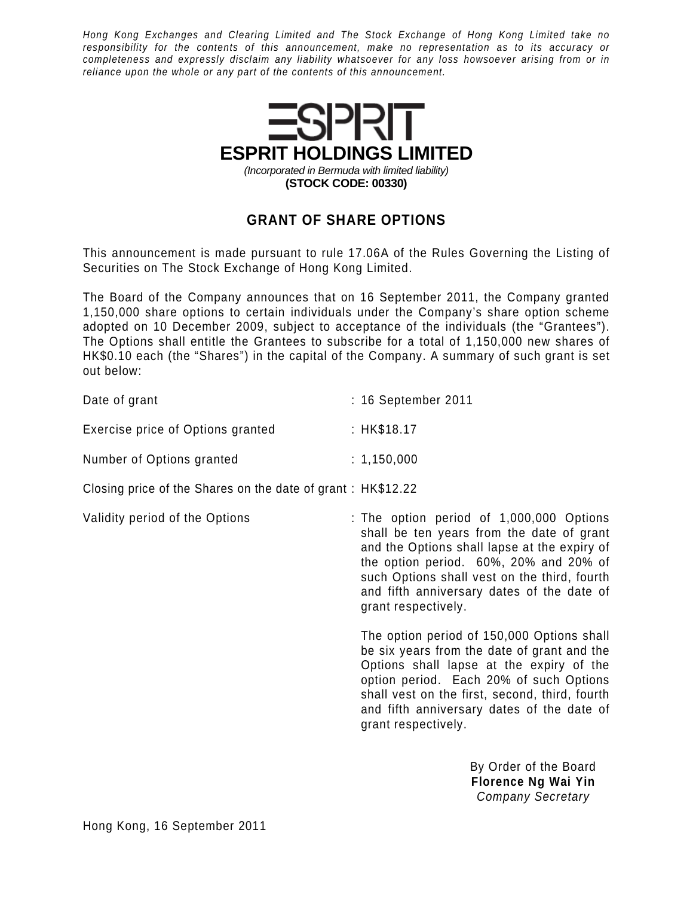*Hong Kong Exchanges and Clearing Limited and The Stock Exchange of Hong Kong Limited take no responsibility for the contents of this announcement, make no representation as to its accuracy or completeness and expressly disclaim any liability whatsoever for any loss howsoever arising from or in reliance upon the whole or any part of the contents of this announcement.*

ESPRIT

# ESPRIT HOLDINGS LIMITED

*(Incorporated in Bermuda with limited liability)*

**(STOCK CODE: 00330)**

## GRANT OF SHARE OPTIONS

This announcement is made pursuant to rule 17.06A of the Rules Governing the Listing of Securities on The Stock Exchange of Hong Kong Limited.

The Board of the Company announces that on 16 September 2011, the Company granted 1,150,000 share options to certain individuals under the Company's share option scheme adopted on 10 December 2009, subject to acceptance of the individuals (the "Grantees"). The Options shall entitle the Grantees to subscribe for a total of 1,150,000 new shares of HK$0.10 each (the "Shares") in the capital of the Company. A summary of such grant is set out below:

| | |
|---|---|
| Date of grant | : 16 September 2011 |
| Exercise price of Options granted | : HK$18.17 |
| Number of Options granted | : 1,150,000 |
| Closing price of the Shares on the date of grant | : HK$12.22 |
| Validity period of the Options | : The option period of 1,000,000 Options shall be ten years from the date of grant and the Options shall lapse at the expiry of the option period. 60%, 20% and 20% of such Options shall vest on the third, fourth and fifth anniversary dates of the date of grant respectively. |
| | The option period of 150,000 Options shall be six years from the date of grant and the Options shall lapse at the expiry of the option period. Each 20% of such Options shall vest on the first, second, third, fourth and fifth anniversary dates of the date of grant respectively. |

By Order of the Board
**Florence Ng Wai Yin**
*Company Secretary*

Hong Kong, 16 September 2011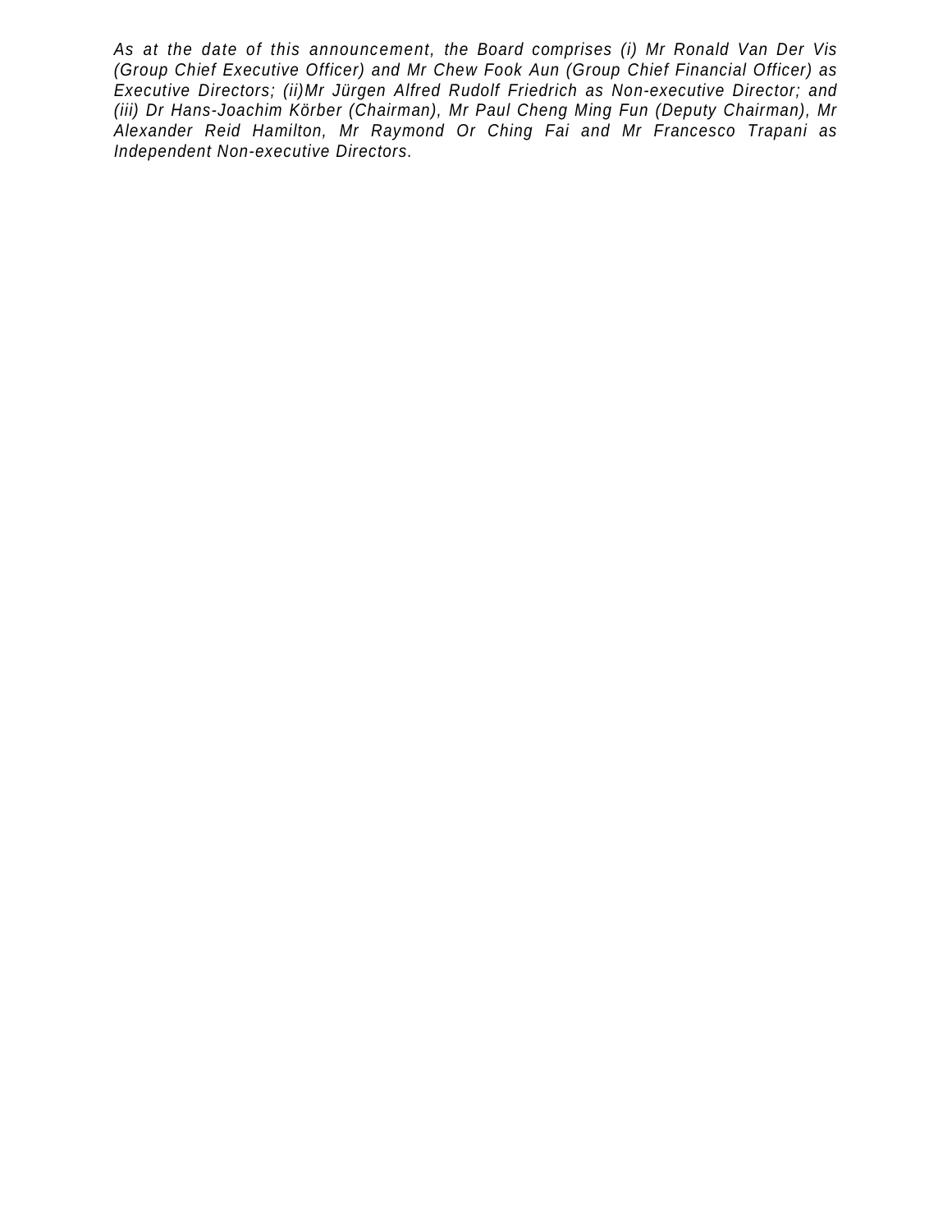*As at the date of this announcement, the Board comprises (i) Mr Ronald Van Der Vis (Group Chief Executive Officer) and Mr Chew Fook Aun (Group Chief Financial Officer) as Executive Directors; (ii) Mr Jürgen Alfred Rudolf Friedrich as Non-executive Director; and (iii) Dr Hans-Joachim Körber (Chairman), Mr Paul Cheng Ming Fun (Deputy Chairman), Mr Alexander Reid Hamilton, Mr Raymond Or Ching Fai and Mr Francesco Trapani as Independent Non-executive Directors.*